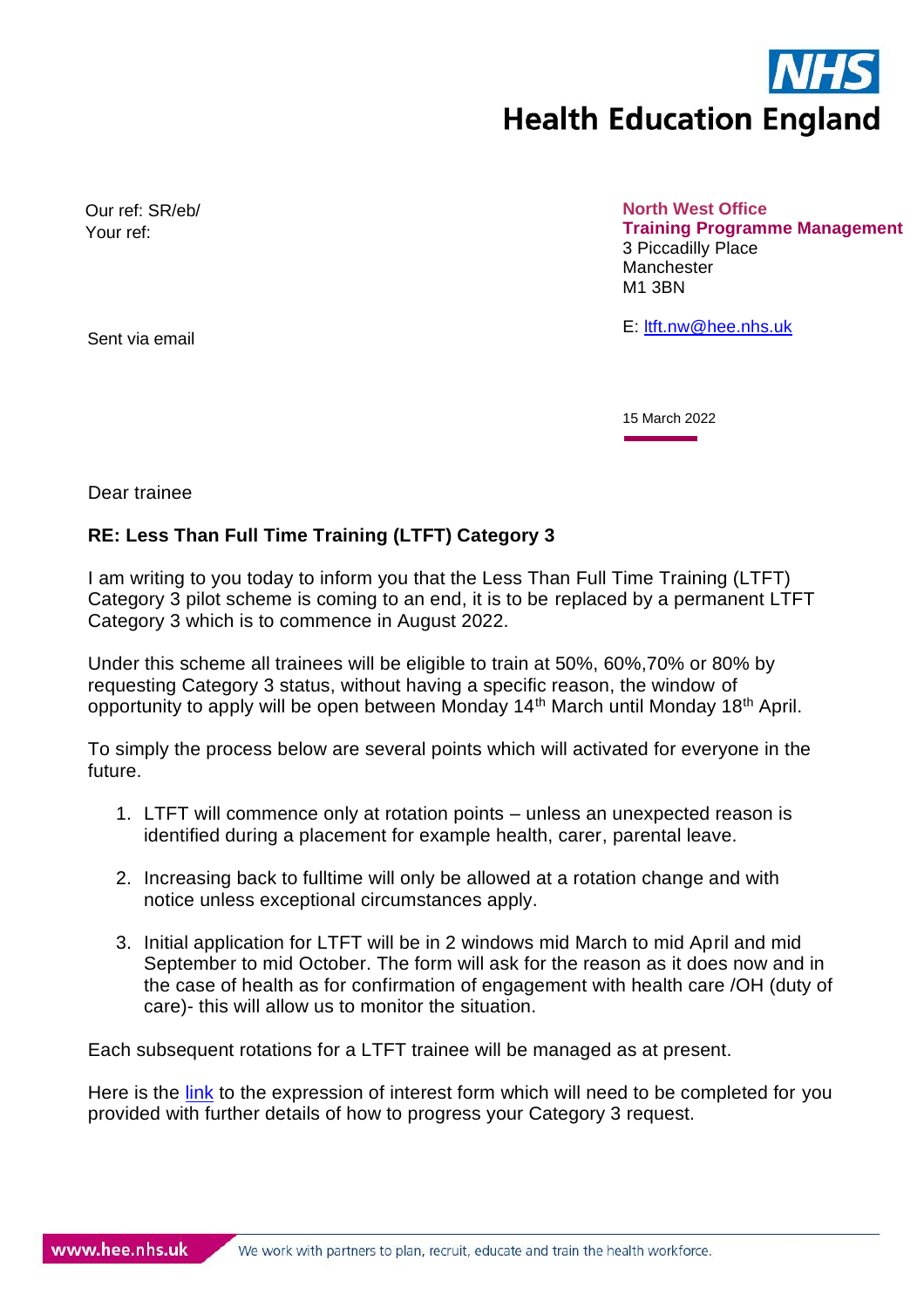NHS
**Health Education England**

Our ref: SR/eb/
Your ref:

**North West Office**
**Training Programme Management**
3 Piccadilly Place
Manchester
M1 3BN

Sent via email

E: ltft.nw@hee.nhs.uk

15 March 2022

Dear trainee

**RE: Less Than Full Time Training (LTFT) Category 3**

I am writing to you today to inform you that the Less Than Full Time Training (LTFT) Category 3 pilot scheme is coming to an end, it is to be replaced by a permanent LTFT Category 3 which is to commence in August 2022.

Under this scheme all trainees will be eligible to train at 50%, 60%,70% or 80% by requesting Category 3 status, without having a specific reason, the window of opportunity to apply will be open between Monday 14th March until Monday 18th April.

To simply the process below are several points which will activated for everyone in the future.

1. LTFT will commence only at rotation points – unless an unexpected reason is identified during a placement for example health, carer, parental leave.

2. Increasing back to fulltime will only be allowed at a rotation change and with notice unless exceptional circumstances apply.

3. Initial application for LTFT will be in 2 windows mid March to mid April and mid September to mid October. The form will ask for the reason as it does now and in the case of health as for confirmation of engagement with health care /OH (duty of care)- this will allow us to monitor the situation.

Each subsequent rotations for a LTFT trainee will be managed as at present.

Here is the link to the expression of interest form which will need to be completed for you provided with further details of how to progress your Category 3 request.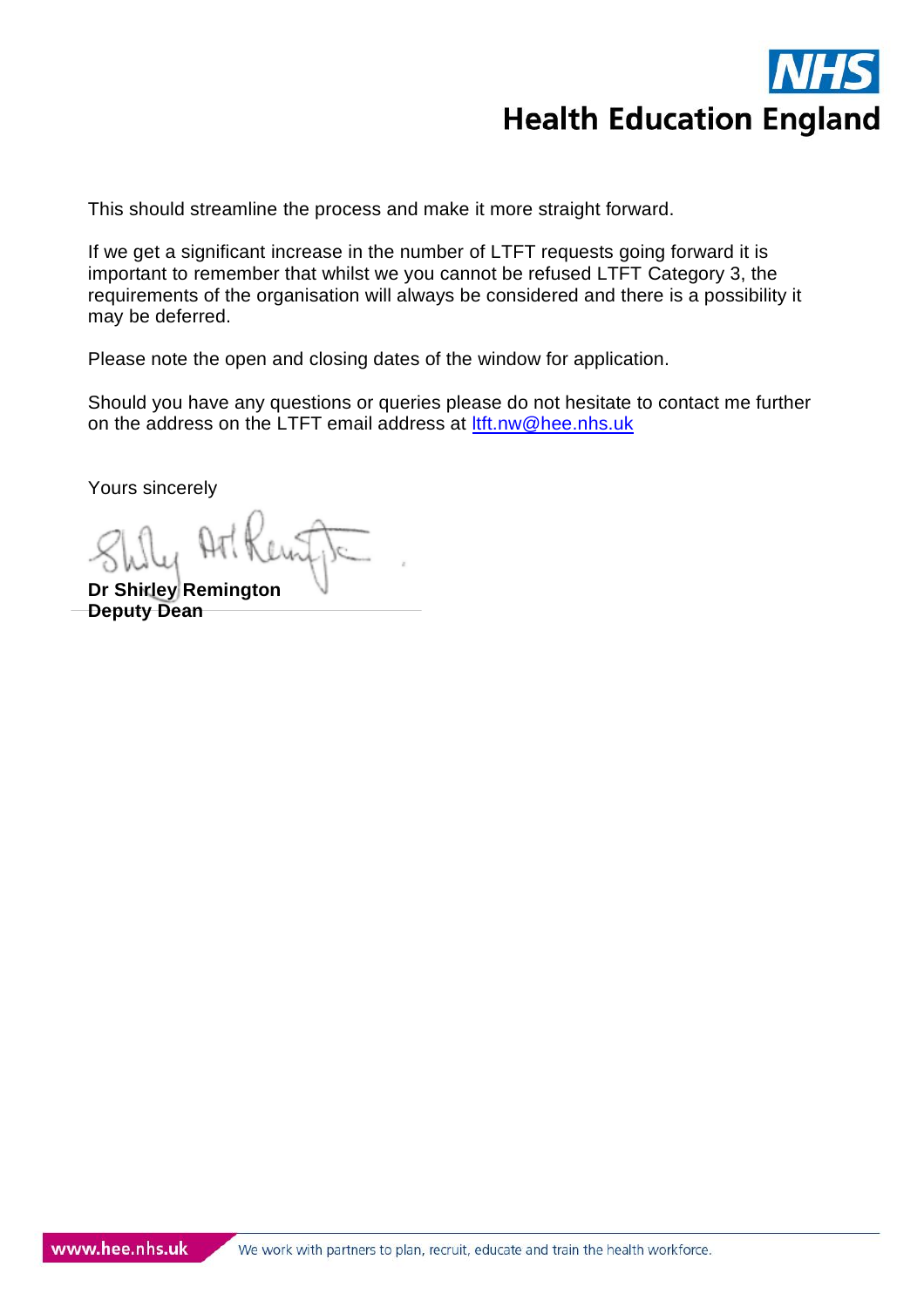This should streamline the process and make it more straight forward.

If we get a significant increase in the number of LTFT requests going forward it is important to remember that whilst we you cannot be refused LTFT Category 3, the requirements of the organisation will always be considered and there is a possibility it may be deferred.

Please note the open and closing dates of the window for application.

Should you have any questions or queries please do not hesitate to contact me further on the address on the LTFT email address at ltft.nw@hee.nhs.uk

Yours sincerely

**Dr Shirley Remington**
**Deputy Dean**